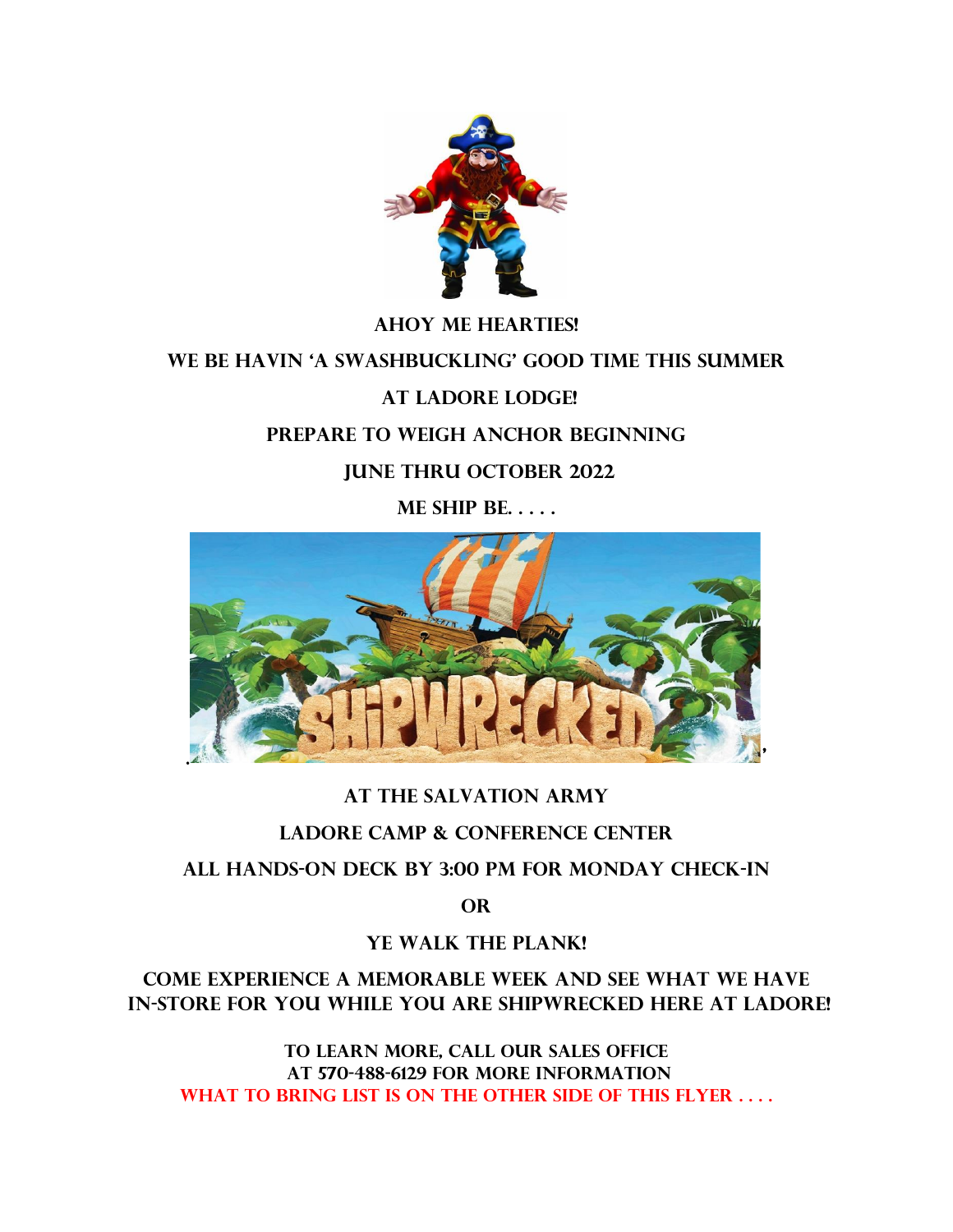**AHOY ME HEARTIES!**

**WE BE HAVIN 'A SWASHBUCKLING' GOOD TIME THIS SUMMER**

**AT LADORE LODGE!**

**PREPARE TO WEIGH ANCHOR BEGINNING**

**JUNE THRU OCTOBER 2022**

**ME SHIP BE. . . . .**

**AT THE SALVATION ARMY**

**LADORE CAMP & CONFERENCE CENTER**

**ALL HANDS-ON DECK BY 3:00 PM FOR MONDAY CHECK-IN**

**OR**

**YE WALK THE PLANK!**

**COME EXPERIENCE A MEMORABLE WEEK AND SEE WHAT WE HAVE IN-STORE FOR YOU WHILE YOU ARE SHIPWRECKED HERE AT LADORE!**

**TO LEARN MORE, CALL OUR SALES OFFICE AT 570-488-6129 FOR MORE INFORMATION**

**WHAT TO BRING LIST IS ON THE OTHER SIDE OF THIS FLYER . . . .**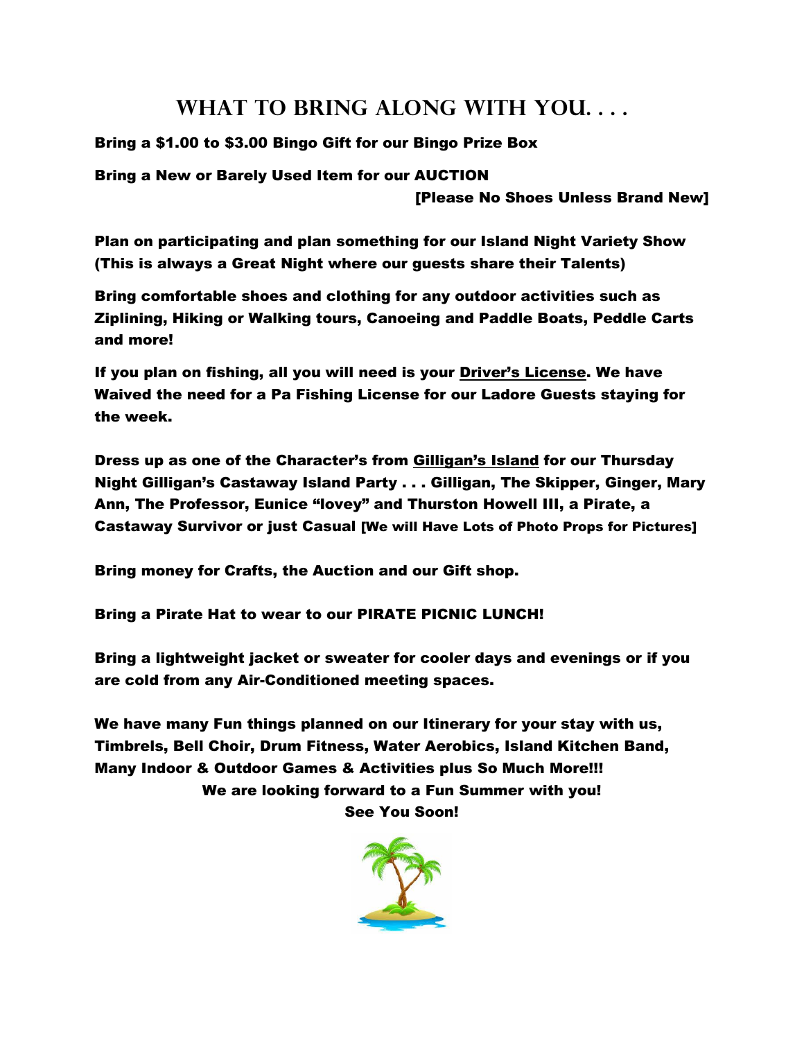# What to Bring Along with You. . . .

**Bring a $1.00 to $3.00 Bingo Gift for our Bingo Prize Box**

**Bring a New or Barely Used Item for our AUCTION**
**[Please No Shoes Unless Brand New]**

**Plan on participating and plan something for our Island Night Variety Show (This is always a Great Night where our guests share their Talents)**

**Bring comfortable shoes and clothing for any outdoor activities such as Ziplining, Hiking or Walking tours, Canoeing and Paddle Boats, Peddle Carts and more!**

**If you plan on fishing, all you will need is your <u>Driver's License</u>. We have Waived the need for a Pa Fishing License for our Ladore Guests staying for the week.**

**Dress up as one of the Character's from <u>Gilligan's Island</u> for our Thursday Night Gilligan's Castaway Island Party . . . Gilligan, The Skipper, Ginger, Mary Ann, The Professor, Eunice "lovey" and Thurston Howell III, a Pirate, a Castaway Survivor or just Casual [We will Have Lots of Photo Props for Pictures]**

**Bring money for Crafts, the Auction and our Gift shop.**

**Bring a Pirate Hat to wear to our PIRATE PICNIC LUNCH!**

**Bring a lightweight jacket or sweater for cooler days and evenings or if you are cold from any Air-Conditioned meeting spaces.**

**We have many Fun things planned on our Itinerary for your stay with us, Timbrels, Bell Choir, Drum Fitness, Water Aerobics, Island Kitchen Band, Many Indoor & Outdoor Games & Activities plus So Much More!!!**

**We are looking forward to a Fun Summer with you!**

**See You Soon!**